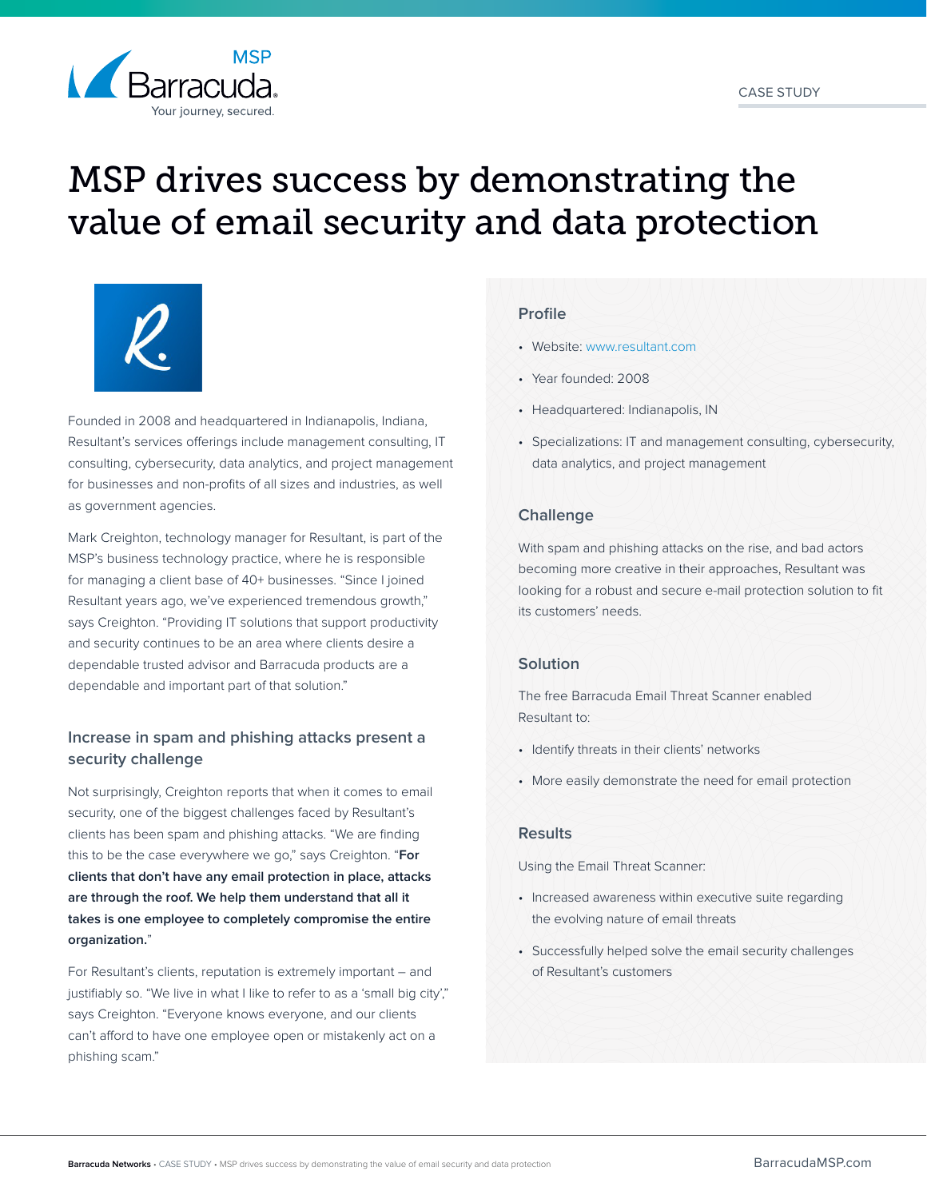CASE STUDY

# MSP drives success by demonstrating the value of email security and data protection

Founded in 2008 and headquartered in Indianapolis, Indiana, Resultant's services offerings include management consulting, IT consulting, cybersecurity, data analytics, and project management for businesses and non-profits of all sizes and industries, as well as government agencies.

Mark Creighton, technology manager for Resultant, is part of the MSP's business technology practice, where he is responsible for managing a client base of 40+ businesses. "Since I joined Resultant years ago, we've experienced tremendous growth," says Creighton. "Providing IT solutions that support productivity and security continues to be an area where clients desire a dependable trusted advisor and Barracuda products are a dependable and important part of that solution."

## Increase in spam and phishing attacks present a security challenge

Not surprisingly, Creighton reports that when it comes to email security, one of the biggest challenges faced by Resultant's clients has been spam and phishing attacks. "We are finding this to be the case everywhere we go," says Creighton. "**For clients that don't have any email protection in place, attacks are through the roof. We help them understand that all it takes is one employee to completely compromise the entire organization.**"

For Resultant's clients, reputation is extremely important – and justifiably so. "We live in what I like to refer to as a 'small big city'," says Creighton. "Everyone knows everyone, and our clients can't afford to have one employee open or mistakenly act on a phishing scam."

### Profile

- Website: www.resultant.com
- Year founded: 2008
- Headquartered: Indianapolis, IN
- Specializations: IT and management consulting, cybersecurity, data analytics, and project management

### Challenge

With spam and phishing attacks on the rise, and bad actors becoming more creative in their approaches, Resultant was looking for a robust and secure e-mail protection solution to fit its customers' needs.

### Solution

The free Barracuda Email Threat Scanner enabled Resultant to:

- Identify threats in their clients' networks
- More easily demonstrate the need for email protection

### Results

Using the Email Threat Scanner:

- Increased awareness within executive suite regarding the evolving nature of email threats
- Successfully helped solve the email security challenges of Resultant's customers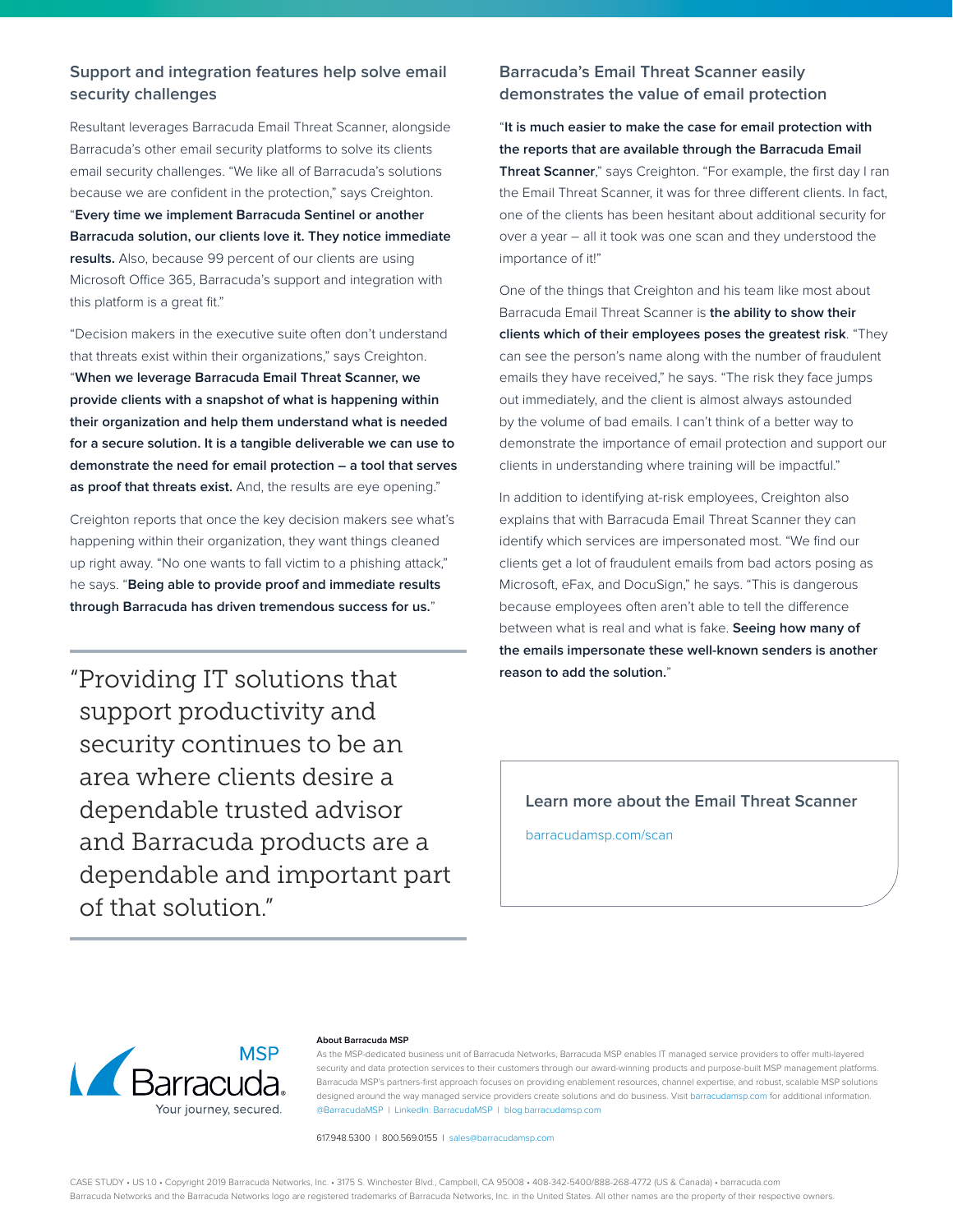## Support and integration features help solve email security challenges

Resultant leverages Barracuda Email Threat Scanner, alongside Barracuda's other email security platforms to solve its clients email security challenges. "We like all of Barracuda's solutions because we are confident in the protection," says Creighton. "**Every time we implement Barracuda Sentinel or another Barracuda solution, our clients love it. They notice immediate results.** Also, because 99 percent of our clients are using Microsoft Office 365, Barracuda's support and integration with this platform is a great fit."

"Decision makers in the executive suite often don't understand that threats exist within their organizations," says Creighton. "**When we leverage Barracuda Email Threat Scanner, we provide clients with a snapshot of what is happening within their organization and help them understand what is needed for a secure solution. It is a tangible deliverable we can use to demonstrate the need for email protection – a tool that serves as proof that threats exist.** And, the results are eye opening."

Creighton reports that once the key decision makers see what's happening within their organization, they want things cleaned up right away. "No one wants to fall victim to a phishing attack," he says. "**Being able to provide proof and immediate results through Barracuda has driven tremendous success for us.**"

> "Providing IT solutions that support productivity and security continues to be an area where clients desire a dependable trusted advisor and Barracuda products are a dependable and important part of that solution."

## Barracuda's Email Threat Scanner easily demonstrates the value of email protection

"**It is much easier to make the case for email protection with the reports that are available through the Barracuda Email Threat Scanner**," says Creighton. "For example, the first day I ran the Email Threat Scanner, it was for three different clients. In fact, one of the clients has been hesitant about additional security for over a year – all it took was one scan and they understood the importance of it!"

One of the things that Creighton and his team like most about Barracuda Email Threat Scanner is **the ability to show their clients which of their employees poses the greatest risk**. "They can see the person's name along with the number of fraudulent emails they have received," he says. "The risk they face jumps out immediately, and the client is almost always astounded by the volume of bad emails. I can't think of a better way to demonstrate the importance of email protection and support our clients in understanding where training will be impactful."

In addition to identifying at-risk employees, Creighton also explains that with Barracuda Email Threat Scanner they can identify which services are impersonated most. "We find our clients get a lot of fraudulent emails from bad actors posing as Microsoft, eFax, and DocuSign," he says. "This is dangerous because employees often aren't able to tell the difference between what is real and what is fake. **Seeing how many of the emails impersonate these well-known senders is another reason to add the solution.**"

**Learn more about the Email Threat Scanner**

barracudamsp.com/scan

MSP Barracuda. Your journey, secured.

**About Barracuda MSP**

As the MSP-dedicated business unit of Barracuda Networks, Barracuda MSP enables IT managed service providers to offer multi-layered security and data protection services to their customers through our award-winning products and purpose-built MSP management platforms. Barracuda MSP's partners-first approach focuses on providing enablement resources, channel expertise, and robust, scalable MSP solutions designed around the way managed service providers create solutions and do business. Visit barracudamsp.com for additional information. @BarracudaMSP | LinkedIn: BarracudaMSP | blog.barracudamsp.com

617.948.5300 | 800.569.0155 | sales@barracudamsp.com

CASE STUDY • US 1.0 • Copyright 2019 Barracuda Networks, Inc. • 3175 S. Winchester Blvd., Campbell, CA 95008 • 408-342-5400/888-268-4772 (US & Canada) • barracuda.com
Barracuda Networks and the Barracuda Networks logo are registered trademarks of Barracuda Networks, Inc. in the United States. All other names are the property of their respective owners.